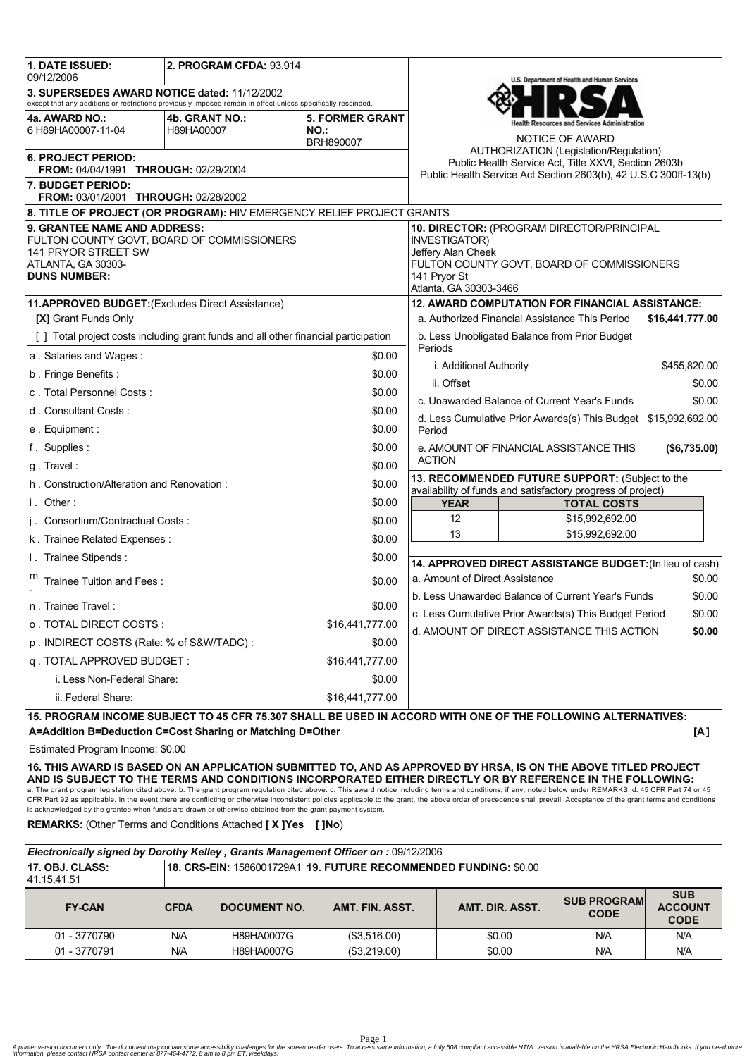**1. DATE ISSUED:** 09/12/2006

**2. PROGRAM CFDA:** 93.914

**3. SUPERSEDES AWARD NOTICE dated:** 11/12/2002
except that any additions or restrictions previously imposed remain in effect unless specifically rescinded.

**4a. AWARD NO.:** 6 H89HA00007-11-04

**4b. GRANT NO.:** H89HA00007

**5. FORMER GRANT NO.:** BRH890007

**6. PROJECT PERIOD:**
**FROM:** 04/04/1991 **THROUGH:** 02/29/2004

**7. BUDGET PERIOD:**
**FROM:** 03/01/2001 **THROUGH:** 02/28/2002

U.S. Department of Health and Human Services
HRSA
Health Resources and Services Administration

NOTICE OF AWARD
AUTHORIZATION (Legislation/Regulation)
Public Health Service Act, Title XXVI, Section 2603b
Public Health Service Act Section 2603(b), 42 U.S.C 300ff-13(b)

**8. TITLE OF PROJECT (OR PROGRAM):** HIV EMERGENCY RELIEF PROJECT GRANTS

**9. GRANTEE NAME AND ADDRESS:**
FULTON COUNTY GOVT, BOARD OF COMMISSIONERS
141 PRYOR STREET SW
ATLANTA, GA 30303-
**DUNS NUMBER:**

**10. DIRECTOR:** (PROGRAM DIRECTOR/PRINCIPAL INVESTIGATOR)
Jeffery Alan Cheek
FULTON COUNTY GOVT, BOARD OF COMMISSIONERS
141 Pryor St
Atlanta, GA 30303-3466

**11.APPROVED BUDGET:**(Excludes Direct Assistance)

**[X]** Grant Funds Only

[ ] Total project costs including grant funds and all other financial participation

| | |
|---|---|
| a . Salaries and Wages : | $0.00 |
| b . Fringe Benefits : | $0.00 |
| c . Total Personnel Costs : | $0.00 |
| d . Consultant Costs : | $0.00 |
| e . Equipment : | $0.00 |
| f . Supplies : | $0.00 |
| g . Travel : | $0.00 |
| h . Construction/Alteration and Renovation : | $0.00 |
| i . Other : | $0.00 |
| j . Consortium/Contractual Costs : | $0.00 |
| k . Trainee Related Expenses : | $0.00 |
| l . Trainee Stipends : | $0.00 |
| m . Trainee Tuition and Fees : | $0.00 |
| n . Trainee Travel : | $0.00 |
| o . TOTAL DIRECT COSTS : | $16,441,777.00 |
| p . INDIRECT COSTS (Rate: % of S&W/TADC) : | $0.00 |
| q . TOTAL APPROVED BUDGET : | $16,441,777.00 |
| i. Less Non-Federal Share: | $0.00 |
| ii. Federal Share: | $16,441,777.00 |

**12. AWARD COMPUTATION FOR FINANCIAL ASSISTANCE:**

| | |
|---|---|
| a. Authorized Financial Assistance This Period | **$16,441,777.00** |
| b. Less Unobligated Balance from Prior Budget Periods | |
| i. Additional Authority | $455,820.00 |
| ii. Offset | $0.00 |
| c. Unawarded Balance of Current Year's Funds | $0.00 |
| d. Less Cumulative Prior Awards(s) This Budget Period | $15,992,692.00 |
| e. AMOUNT OF FINANCIAL ASSISTANCE THIS ACTION | **($6,735.00)** |

**13. RECOMMENDED FUTURE SUPPORT:** (Subject to the availability of funds and satisfactory progress of project)

| YEAR | TOTAL COSTS |
|---|---|
| 12 | $15,992,692.00 |
| 13 | $15,992,692.00 |

**14. APPROVED DIRECT ASSISTANCE BUDGET:**(In lieu of cash)

| | |
|---|---|
| a. Amount of Direct Assistance | $0.00 |
| b. Less Unawarded Balance of Current Year's Funds | $0.00 |
| c. Less Cumulative Prior Awards(s) This Budget Period | $0.00 |
| d. AMOUNT OF DIRECT ASSISTANCE THIS ACTION | **$0.00** |

**15. PROGRAM INCOME SUBJECT TO 45 CFR 75.307 SHALL BE USED IN ACCORD WITH ONE OF THE FOLLOWING ALTERNATIVES:**
**A=Addition B=Deduction C=Cost Sharing or Matching D=Other** **[A]**

Estimated Program Income: $0.00

**16. THIS AWARD IS BASED ON AN APPLICATION SUBMITTED TO, AND AS APPROVED BY HRSA, IS ON THE ABOVE TITLED PROJECT AND IS SUBJECT TO THE TERMS AND CONDITIONS INCORPORATED EITHER DIRECTLY OR BY REFERENCE IN THE FOLLOWING:**
a. The grant program legislation cited above. b. The grant program regulation cited above. c. This award notice including terms and conditions, if any, noted below under REMARKS. d. 45 CFR Part 74 or 45 CFR Part 92 as applicable. In the event there are conflicting or otherwise inconsistent policies applicable to the grant, the above order of precedence shall prevail. Acceptance of the grant terms and conditions is acknowledged by the grantee when funds are drawn or otherwise obtained from the grant payment system.

**REMARKS:** (Other Terms and Conditions Attached **[ X ]Yes [ ]No**)

***Electronically signed by Dorothy Kelley , Grants Management Officer on :*** 09/12/2006

**17. OBJ. CLASS:** 41.15,41.51

**18. CRS-EIN:** 1586001729A1

**19. FUTURE RECOMMENDED FUNDING:** $0.00

| FY-CAN | CFDA | DOCUMENT NO. | AMT. FIN. ASST. | AMT. DIR. ASST. | SUB PROGRAM CODE | SUB ACCOUNT CODE |
|---|---|---|---|---|---|---|
| 01 - 3770790 | N/A | H89HA0007G | ($3,516.00) | $0.00 | N/A | N/A |
| 01 - 3770791 | N/A | H89HA0007G | ($3,219.00) | $0.00 | N/A | N/A |

*A printer version document only. The document may contain some accessibility challenges for the screen reader users. To access same information, a fully 508 compliant accessible HTML version is available on the HRSA Electronic Handbooks. If you need more information, please contact HRSA contact center at 877-464-4772, 8 am to 8 pm ET, weekdays.*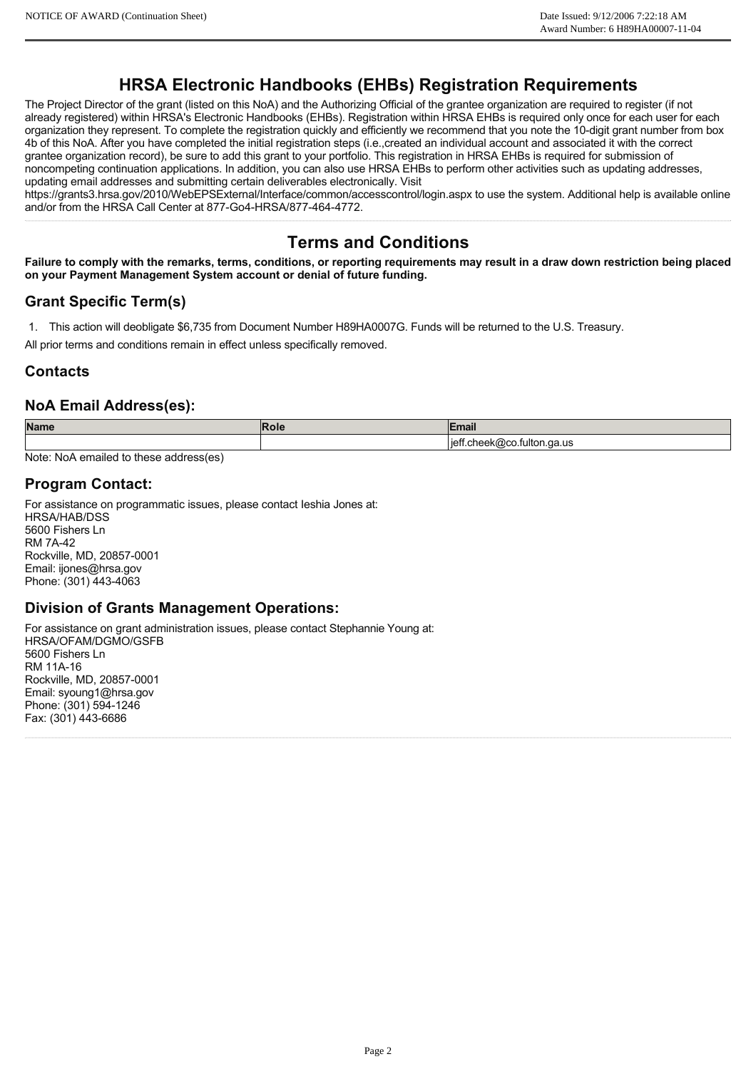## HRSA Electronic Handbooks (EHBs) Registration Requirements

The Project Director of the grant (listed on this NoA) and the Authorizing Official of the grantee organization are required to register (if not already registered) within HRSA's Electronic Handbooks (EHBs). Registration within HRSA EHBs is required only once for each user for each organization they represent. To complete the registration quickly and efficiently we recommend that you note the 10-digit grant number from box 4b of this NoA. After you have completed the initial registration steps (i.e.,created an individual account and associated it with the correct grantee organization record), be sure to add this grant to your portfolio. This registration in HRSA EHBs is required for submission of noncompeting continuation applications. In addition, you can also use HRSA EHBs to perform other activities such as updating addresses, updating email addresses and submitting certain deliverables electronically. Visit https://grants3.hrsa.gov/2010/WebEPSExternal/Interface/common/accesscontrol/login.aspx to use the system. Additional help is available online and/or from the HRSA Call Center at 877-Go4-HRSA/877-464-4772.

## Terms and Conditions

**Failure to comply with the remarks, terms, conditions, or reporting requirements may result in a draw down restriction being placed on your Payment Management System account or denial of future funding.**

### Grant Specific Term(s)

1. This action will deobligate $6,735 from Document Number H89HA0007G. Funds will be returned to the U.S. Treasury.

All prior terms and conditions remain in effect unless specifically removed.

### Contacts

### NoA Email Address(es):

| Name | Role | Email |
|---|---|---|
| | | jeff.cheek@co.fulton.ga.us |

Note: NoA emailed to these address(es)

### Program Contact:

For assistance on programmatic issues, please contact Ieshia Jones at:
HRSA/HAB/DSS
5600 Fishers Ln
RM 7A-42
Rockville, MD, 20857-0001
Email: ijones@hrsa.gov
Phone: (301) 443-4063

### Division of Grants Management Operations:

For assistance on grant administration issues, please contact Stephannie Young at:
HRSA/OFAM/DGMO/GSFB
5600 Fishers Ln
RM 11A-16
Rockville, MD, 20857-0001
Email: syoung1@hrsa.gov
Phone: (301) 594-1246
Fax: (301) 443-6686